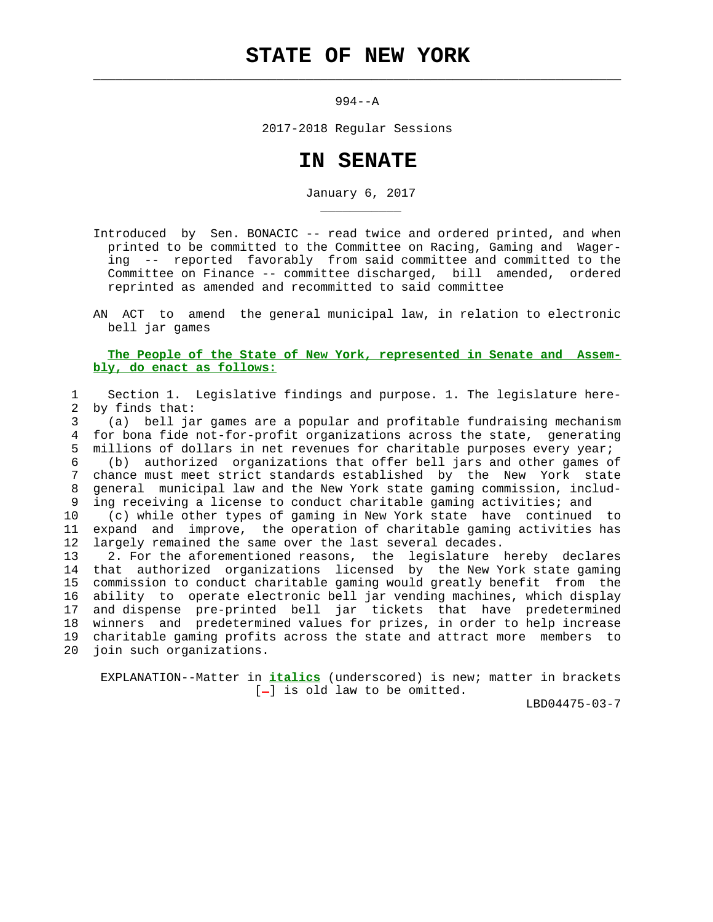# STATE OF NEW YORK

994--A

2017-2018 Regular Sessions

# IN SENATE

January 6, 2017

Introduced by Sen. BONACIC -- read twice and ordered printed, and when printed to be committed to the Committee on Racing, Gaming and Wagering -- reported favorably from said committee and committed to the Committee on Finance -- committee discharged, bill amended, ordered reprinted as amended and recommitted to said committee

AN ACT to amend the general municipal law, in relation to electronic bell jar games

**The People of the State of New York, represented in Senate and Assembly, do enact as follows:**

1 Section 1. Legislative findings and purpose. 1. The legislature here-
2 by finds that:
3 (a) bell jar games are a popular and profitable fundraising mechanism
4 for bona fide not-for-profit organizations across the state, generating
5 millions of dollars in net revenues for charitable purposes every year;
6 (b) authorized organizations that offer bell jars and other games of
7 chance must meet strict standards established by the New York state
8 general municipal law and the New York state gaming commission, includ-
9 ing receiving a license to conduct charitable gaming activities; and
10 (c) while other types of gaming in New York state have continued to
11 expand and improve, the operation of charitable gaming activities has
12 largely remained the same over the last several decades.
13 2. For the aforementioned reasons, the legislature hereby declares
14 that authorized organizations licensed by the New York state gaming
15 commission to conduct charitable gaming would greatly benefit from the
16 ability to operate electronic bell jar vending machines, which display
17 and dispense pre-printed bell jar tickets that have predetermined
18 winners and predetermined values for prizes, in order to help increase
19 charitable gaming profits across the state and attract more members to
20 join such organizations.

EXPLANATION--Matter in ***italics*** (underscored) is new; matter in brackets [-] is old law to be omitted.

LBD04475-03-7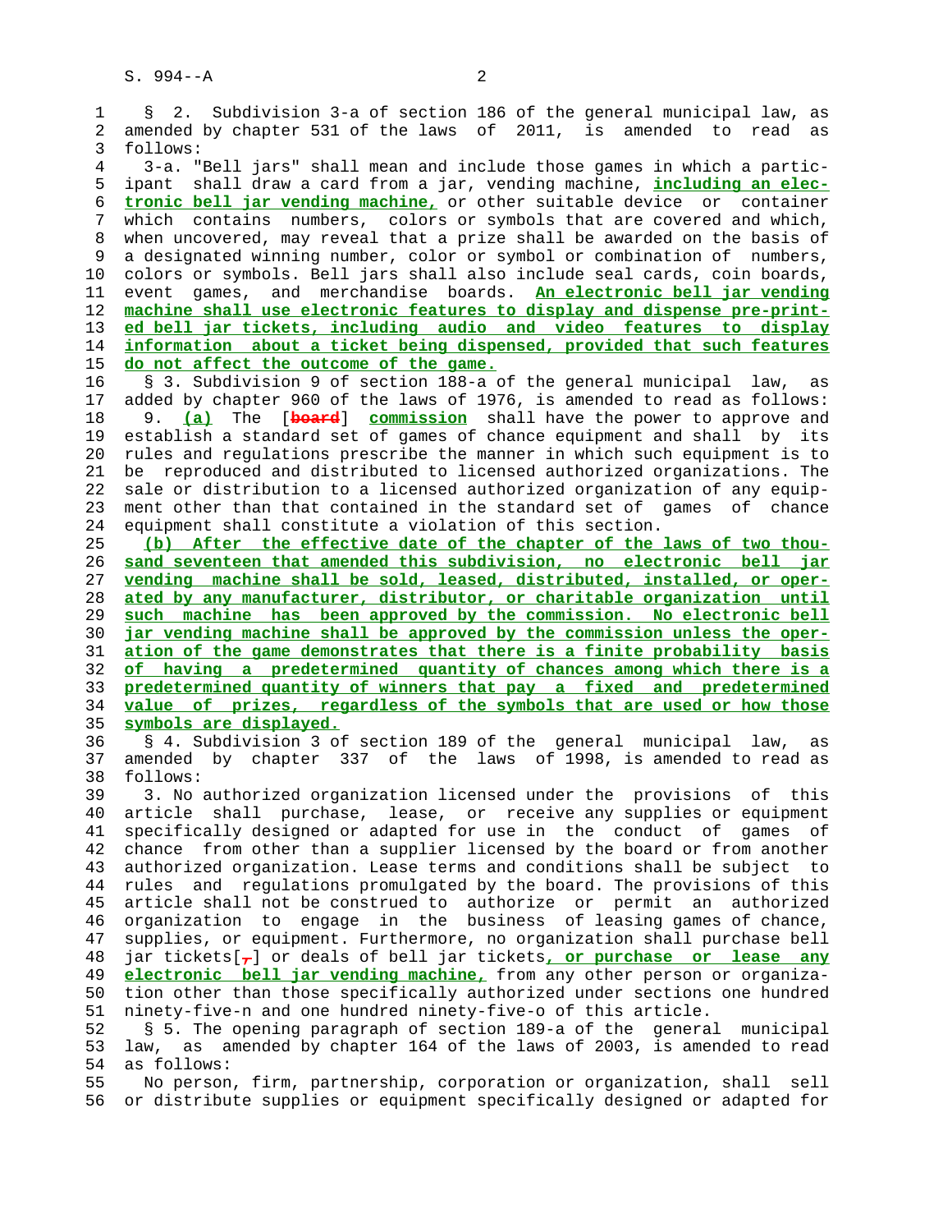§ 2. Subdivision 3-a of section 186 of the general municipal law, as amended by chapter 531 of the laws of 2011, is amended to read as follows:

3-a. "Bell jars" shall mean and include those games in which a participant shall draw a card from a jar, vending machine, **including an electronic bell jar vending machine,** or other suitable device or container which contains numbers, colors or symbols that are covered and which, when uncovered, may reveal that a prize shall be awarded on the basis of a designated winning number, color or symbol or combination of numbers, colors or symbols. Bell jars shall also include seal cards, coin boards, event games, and merchandise boards. **An electronic bell jar vending machine shall use electronic features to display and dispense pre-printed bell jar tickets, including audio and video features to display information about a ticket being dispensed, provided that such features do not affect the outcome of the game.**

§ 3. Subdivision 9 of section 188-a of the general municipal law, as added by chapter 960 of the laws of 1976, is amended to read as follows:

9. **(a)** The [~~board~~] **commission** shall have the power to approve and establish a standard set of games of chance equipment and shall by its rules and regulations prescribe the manner in which such equipment is to be reproduced and distributed to licensed authorized organizations. The sale or distribution to a licensed authorized organization of any equipment other than that contained in the standard set of games of chance equipment shall constitute a violation of this section.

**(b) After the effective date of the chapter of the laws of two thousand seventeen that amended this subdivision, no electronic bell jar vending machine shall be sold, leased, distributed, installed, or operated by any manufacturer, distributor, or charitable organization until such machine has been approved by the commission. No electronic bell jar vending machine shall be approved by the commission unless the operation of the game demonstrates that there is a finite probability basis of having a predetermined quantity of chances among which there is a predetermined quantity of winners that pay a fixed and predetermined value of prizes, regardless of the symbols that are used or how those symbols are displayed.**

§ 4. Subdivision 3 of section 189 of the general municipal law, as amended by chapter 337 of the laws of 1998, is amended to read as follows:

3. No authorized organization licensed under the provisions of this article shall purchase, lease, or receive any supplies or equipment specifically designed or adapted for use in the conduct of games of chance from other than a supplier licensed by the board or from another authorized organization. Lease terms and conditions shall be subject to rules and regulations promulgated by the board. The provisions of this article shall not be construed to authorize or permit an authorized organization to engage in the business of leasing games of chance, supplies, or equipment. Furthermore, no organization shall purchase bell jar tickets[~~,~~] or deals of bell jar tickets**, or purchase or lease any electronic bell jar vending machine,** from any other person or organization other than those specifically authorized under sections one hundred ninety-five-n and one hundred ninety-five-o of this article.

§ 5. The opening paragraph of section 189-a of the general municipal law, as amended by chapter 164 of the laws of 2003, is amended to read as follows:

No person, firm, partnership, corporation or organization, shall sell or distribute supplies or equipment specifically designed or adapted for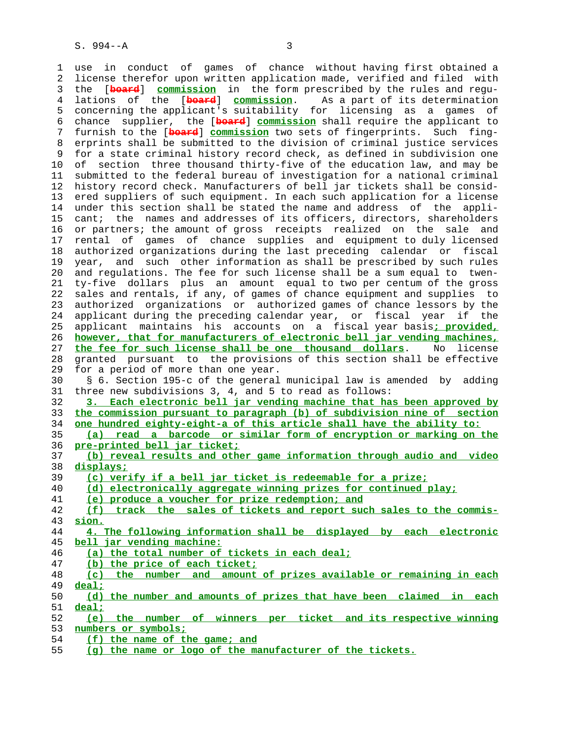use in conduct of games of chance without having first obtained a license therefor upon written application made, verified and filed with the [~~board~~] **commission** in the form prescribed by the rules and regulations of the [~~board~~] **commission**. As a part of its determination concerning the applicant's suitability for licensing as a games of chance supplier, the [~~board~~] **commission** shall require the applicant to furnish to the [~~board~~] **commission** two sets of fingerprints. Such fingerprints shall be submitted to the division of criminal justice services for a state criminal history record check, as defined in subdivision one of section three thousand thirty-five of the education law, and may be submitted to the federal bureau of investigation for a national criminal history record check. Manufacturers of bell jar tickets shall be considered suppliers of such equipment. In each such application for a license under this section shall be stated the name and address of the applicant; the names and addresses of its officers, directors, shareholders or partners; the amount of gross receipts realized on the sale and rental of games of chance supplies and equipment to duly licensed authorized organizations during the last preceding calendar or fiscal year, and such other information as shall be prescribed by such rules and regulations. The fee for such license shall be a sum equal to twenty-five dollars plus an amount equal to two per centum of the gross sales and rentals, if any, of games of chance equipment and supplies to authorized organizations or authorized games of chance lessors by the applicant during the preceding calendar year, or fiscal year if the applicant maintains his accounts on a fiscal year basis**; provided, however, that for manufacturers of electronic bell jar vending machines, the fee for such license shall be one thousand dollars**. No license granted pursuant to the provisions of this section shall be effective for a period of more than one year.

§ 6. Section 195-c of the general municipal law is amended by adding three new subdivisions 3, 4, and 5 to read as follows:

**3. Each electronic bell jar vending machine that has been approved by the commission pursuant to paragraph (b) of subdivision nine of section one hundred eighty-eight-a of this article shall have the ability to:**

**(a) read a barcode or similar form of encryption or marking on the pre-printed bell jar ticket;**

**(b) reveal results and other game information through audio and video displays;**

**(c) verify if a bell jar ticket is redeemable for a prize;**

**(d) electronically aggregate winning prizes for continued play;**

**(e) produce a voucher for prize redemption; and**

**(f) track the sales of tickets and report such sales to the commission.**

**4. The following information shall be displayed by each electronic bell jar vending machine:**

**(a) the total number of tickets in each deal;**

**(b) the price of each ticket;**

**(c) the number and amount of prizes available or remaining in each deal;**

**(d) the number and amounts of prizes that have been claimed in each deal;**

**(e) the number of winners per ticket and its respective winning numbers or symbols;**

**(f) the name of the game; and**

**(g) the name or logo of the manufacturer of the tickets.**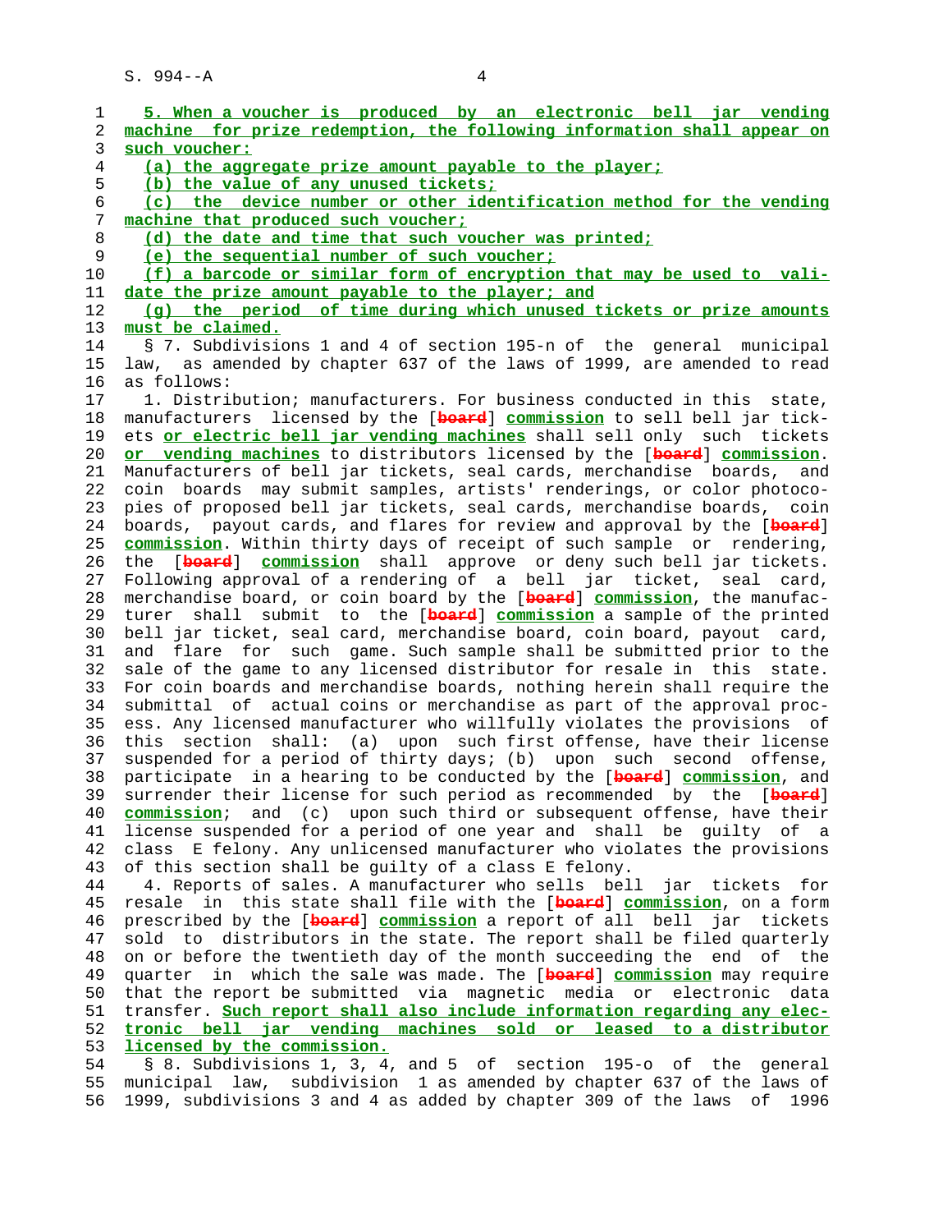5. When a voucher is produced by an electronic bell jar vending machine for prize redemption, the following information shall appear on such voucher:

(a) the aggregate prize amount payable to the player;

(b) the value of any unused tickets;

(c) the device number or other identification method for the vending machine that produced such voucher;

(d) the date and time that such voucher was printed;

(e) the sequential number of such voucher;

(f) a barcode or similar form of encryption that may be used to validate the prize amount payable to the player; and

(g) the period of time during which unused tickets or prize amounts must be claimed.

§ 7. Subdivisions 1 and 4 of section 195-n of the general municipal law, as amended by chapter 637 of the laws of 1999, are amended to read as follows:

1. Distribution; manufacturers. For business conducted in this state, manufacturers licensed by the [board] commission to sell bell jar tickets or electric bell jar vending machines shall sell only such tickets or vending machines to distributors licensed by the [board] commission. Manufacturers of bell jar tickets, seal cards, merchandise boards, and coin boards may submit samples, artists' renderings, or color photocopies of proposed bell jar tickets, seal cards, merchandise boards, coin boards, payout cards, and flares for review and approval by the [board] commission. Within thirty days of receipt of such sample or rendering, the [board] commission shall approve or deny such bell jar tickets. Following approval of a rendering of a bell jar ticket, seal card, merchandise board, or coin board by the [board] commission, the manufacturer shall submit to the [board] commission a sample of the printed bell jar ticket, seal card, merchandise board, coin board, payout card, and flare for such game. Such sample shall be submitted prior to the sale of the game to any licensed distributor for resale in this state. For coin boards and merchandise boards, nothing herein shall require the submittal of actual coins or merchandise as part of the approval process. Any licensed manufacturer who willfully violates the provisions of this section shall: (a) upon such first offense, have their license suspended for a period of thirty days; (b) upon such second offense, participate in a hearing to be conducted by the [board] commission, and surrender their license for such period as recommended by the [board] commission; and (c) upon such third or subsequent offense, have their license suspended for a period of one year and shall be guilty of a class E felony. Any unlicensed manufacturer who violates the provisions of this section shall be guilty of a class E felony.

4. Reports of sales. A manufacturer who sells bell jar tickets for resale in this state shall file with the [board] commission, on a form prescribed by the [board] commission a report of all bell jar tickets sold to distributors in the state. The report shall be filed quarterly on or before the twentieth day of the month succeeding the end of the quarter in which the sale was made. The [board] commission may require that the report be submitted via magnetic media or electronic data transfer. Such report shall also include information regarding any electronic bell jar vending machines sold or leased to a distributor licensed by the commission.

§ 8. Subdivisions 1, 3, 4, and 5 of section 195-o of the general municipal law, subdivision 1 as amended by chapter 637 of the laws of 1999, subdivisions 3 and 4 as added by chapter 309 of the laws of 1996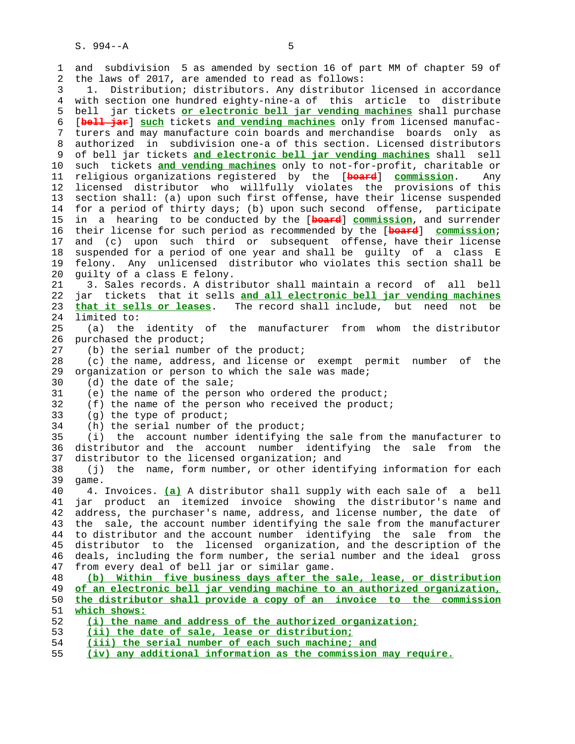and subdivision 5 as amended by section 16 of part MM of chapter 59 of the laws of 2017, are amended to read as follows:

1. Distribution; distributors. Any distributor licensed in accordance with section one hundred eighty-nine-a of this article to distribute bell jar tickets **or electronic bell jar vending machines** shall purchase [~~bell jar~~] **such** tickets **and vending machines** only from licensed manufacturers and may manufacture coin boards and merchandise boards only as authorized in subdivision one-a of this section. Licensed distributors of bell jar tickets **and electronic bell jar vending machines** shall sell such tickets **and vending machines** only to not-for-profit, charitable or religious organizations registered by the [~~board~~] **commission**. Any licensed distributor who willfully violates the provisions of this section shall: (a) upon such first offense, have their license suspended for a period of thirty days; (b) upon such second offense, participate in a hearing to be conducted by the [~~board~~] **commission**, and surrender their license for such period as recommended by the [~~board~~] **commission**; and (c) upon such third or subsequent offense, have their license suspended for a period of one year and shall be guilty of a class E felony. Any unlicensed distributor who violates this section shall be guilty of a class E felony.

3. Sales records. A distributor shall maintain a record of all bell jar tickets that it sells **and all electronic bell jar vending machines that it sells or leases**. The record shall include, but need not be limited to:

(a) the identity of the manufacturer from whom the distributor purchased the product;

(b) the serial number of the product;

(c) the name, address, and license or exempt permit number of the organization or person to which the sale was made;

(d) the date of the sale;

(e) the name of the person who ordered the product;

(f) the name of the person who received the product;

(g) the type of product;

(h) the serial number of the product;

(i) the account number identifying the sale from the manufacturer to distributor and the account number identifying the sale from the distributor to the licensed organization; and

(j) the name, form number, or other identifying information for each game.

4. Invoices. **(a)** A distributor shall supply with each sale of a bell jar product an itemized invoice showing the distributor's name and address, the purchaser's name, address, and license number, the date of the sale, the account number identifying the sale from the manufacturer to distributor and the account number identifying the sale from the distributor to the licensed organization, and the description of the deals, including the form number, the serial number and the ideal gross from every deal of bell jar or similar game.

**(b) Within five business days after the sale, lease, or distribution of an electronic bell jar vending machine to an authorized organization, the distributor shall provide a copy of an invoice to the commission which shows:**

**(i) the name and address of the authorized organization;**

**(ii) the date of sale, lease or distribution;**

**(iii) the serial number of each such machine; and**

**(iv) any additional information as the commission may require.**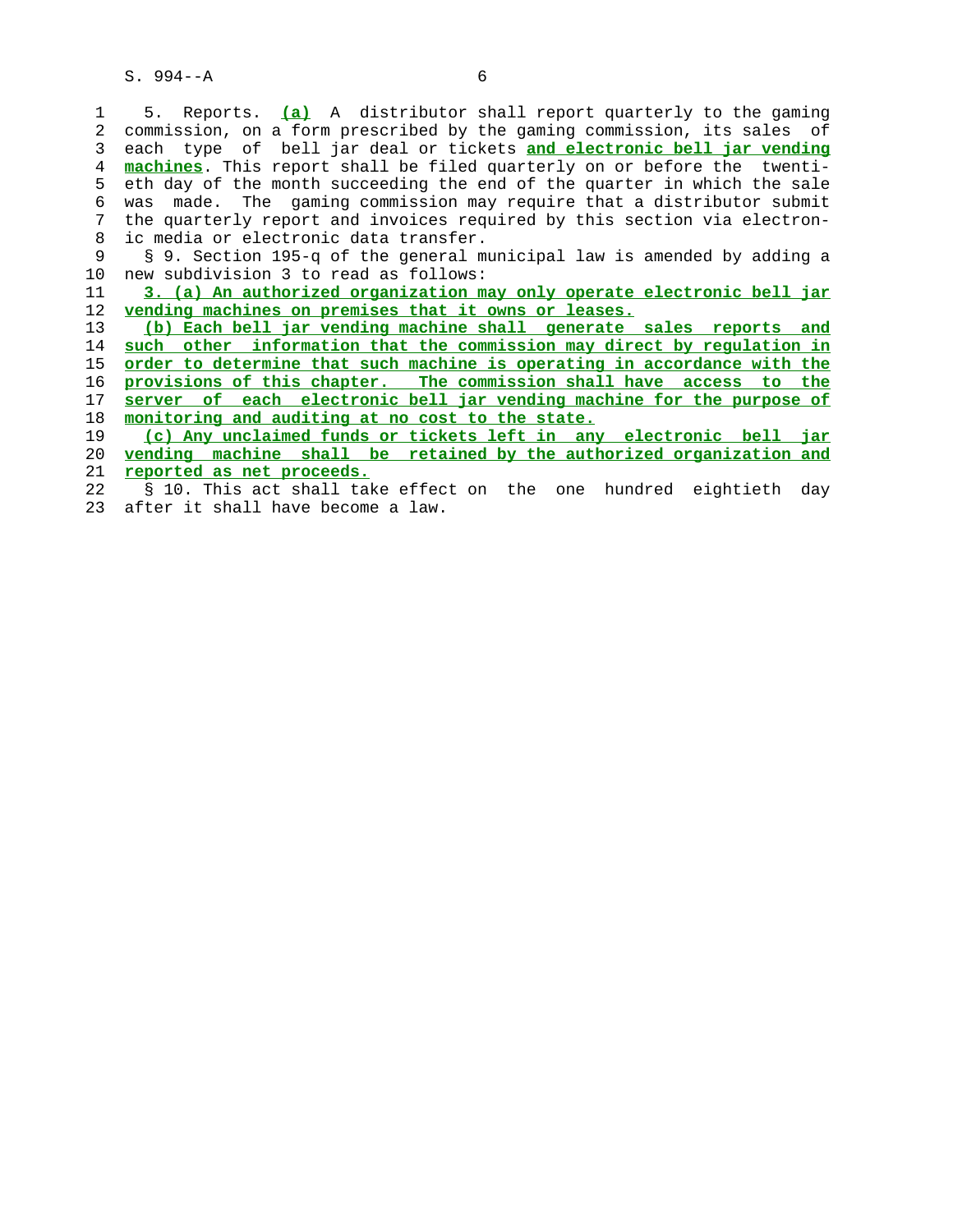5. Reports. **(a)** A distributor shall report quarterly to the gaming commission, on a form prescribed by the gaming commission, its sales of each type of bell jar deal or tickets **and electronic bell jar vending machines**. This report shall be filed quarterly on or before the twentieth day of the month succeeding the end of the quarter in which the sale was made. The gaming commission may require that a distributor submit the quarterly report and invoices required by this section via electronic media or electronic data transfer.

§ 9. Section 195-q of the general municipal law is amended by adding a new subdivision 3 to read as follows:

**3. (a) An authorized organization may only operate electronic bell jar vending machines on premises that it owns or leases.**

**(b) Each bell jar vending machine shall generate sales reports and such other information that the commission may direct by regulation in order to determine that such machine is operating in accordance with the provisions of this chapter. The commission shall have access to the server of each electronic bell jar vending machine for the purpose of monitoring and auditing at no cost to the state.**

**(c) Any unclaimed funds or tickets left in any electronic bell jar vending machine shall be retained by the authorized organization and reported as net proceeds.**

§ 10. This act shall take effect on the one hundred eightieth day after it shall have become a law.